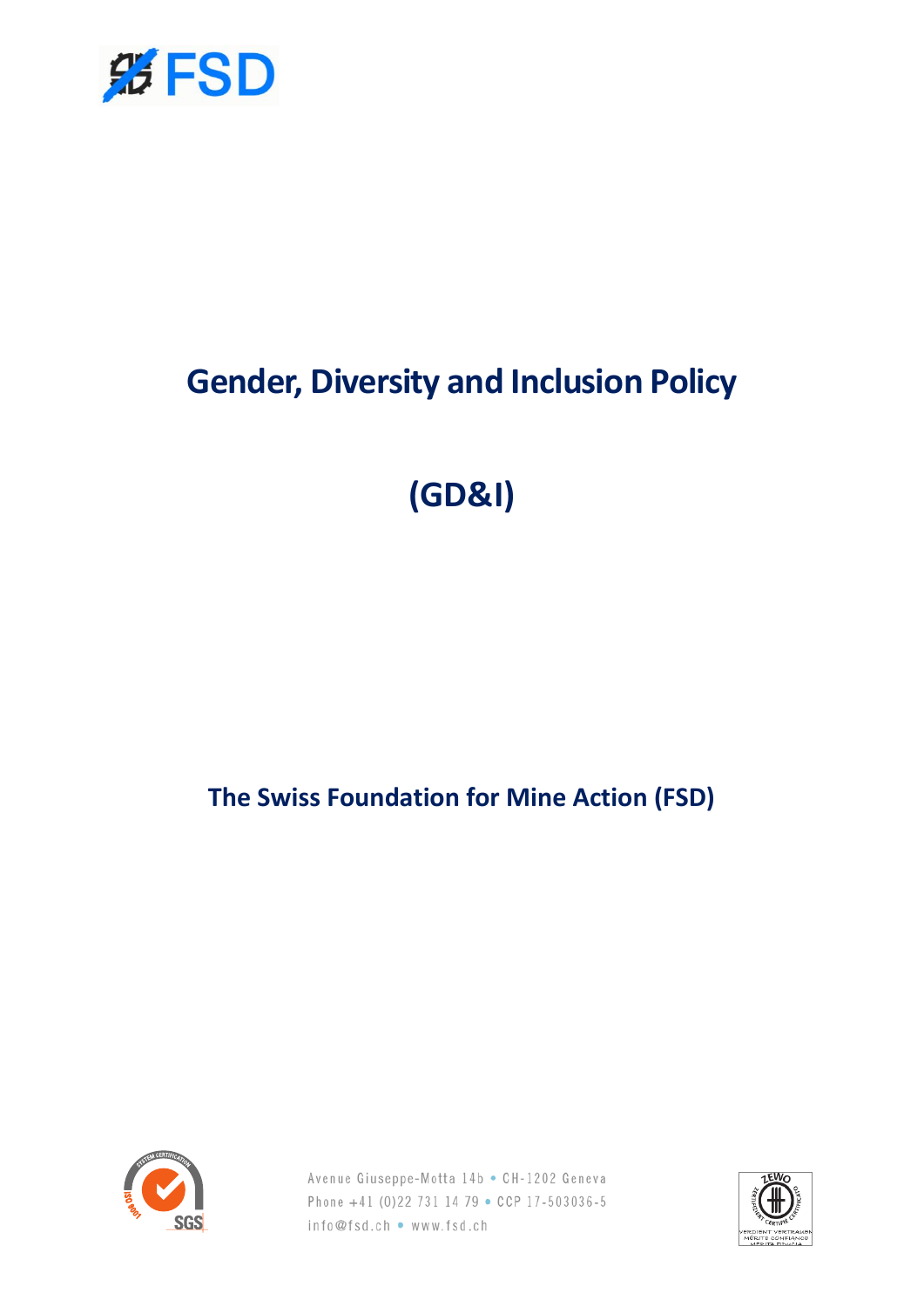# Gender, Diversity and Inclusion Policy

# (GD&I)

## The Swiss Foundation for Mine Action (FSD)

Avenue Giuseppe-Motta 14b • CH-1202 Geneva
Phone +41 (0)22 731 14 79 • CCP 17-503036-5
info@fsd.ch • www.fsd.ch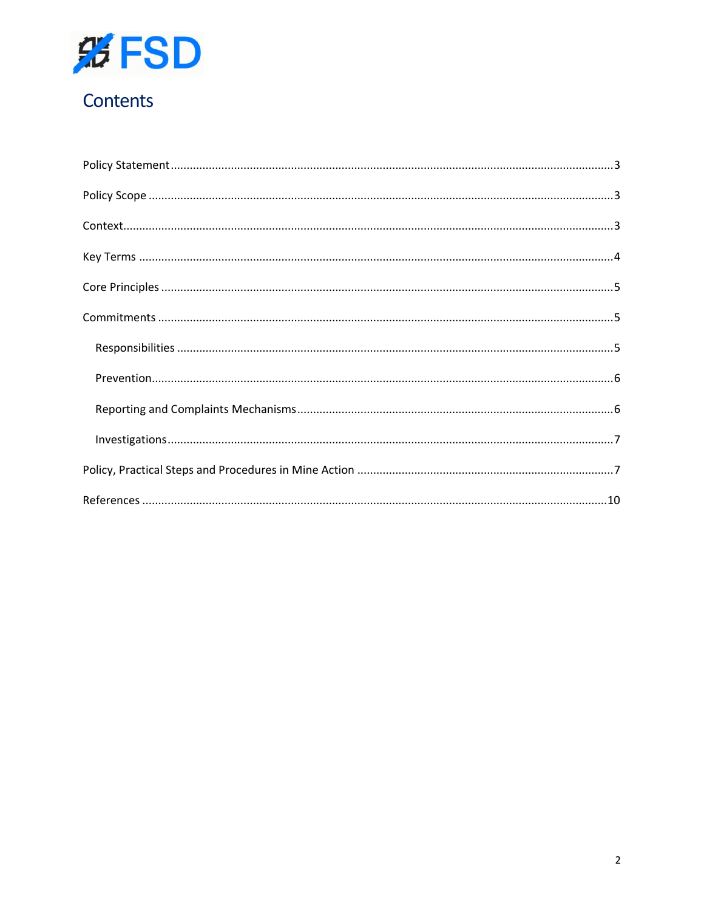# Contents

- Policy Statement ... 3
- Policy Scope ... 3
- Context ... 3
- Key Terms ... 4
- Core Principles ... 5
- Commitments ... 5
  - Responsibilities ... 5
  - Prevention ... 6
  - Reporting and Complaints Mechanisms ... 6
  - Investigations ... 7
- Policy, Practical Steps and Procedures in Mine Action ... 7
- References ... 10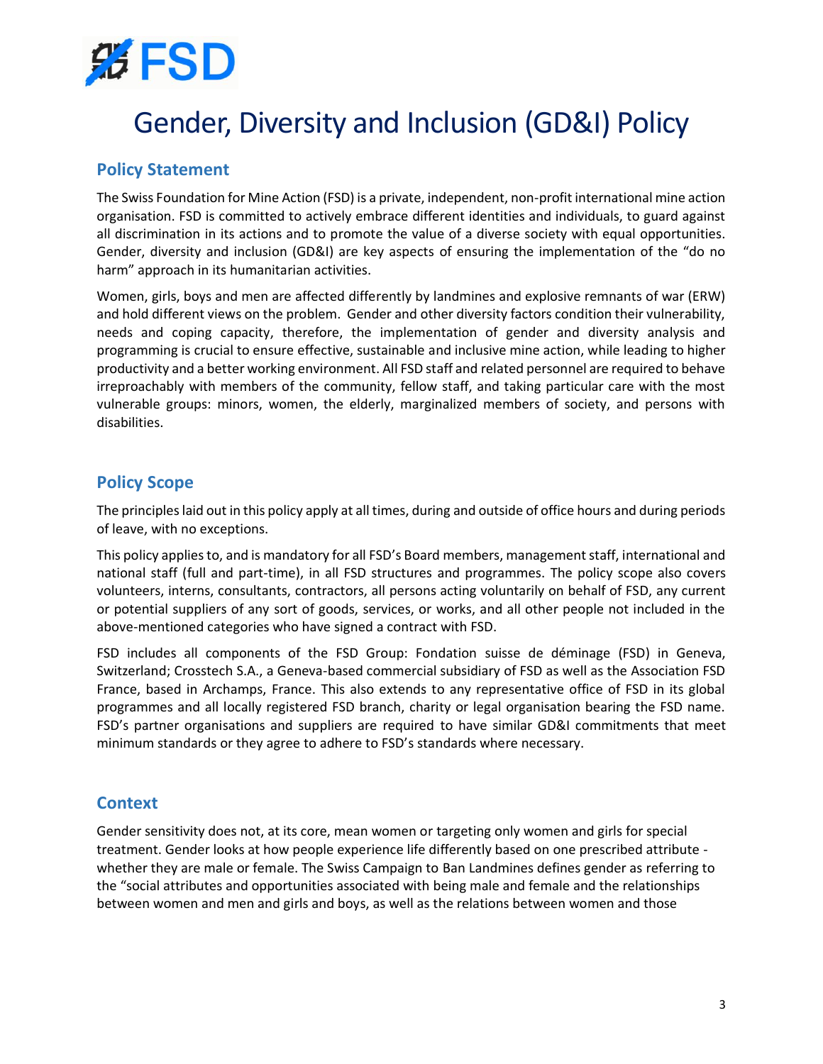# Gender, Diversity and Inclusion (GD&I) Policy

## Policy Statement

The Swiss Foundation for Mine Action (FSD) is a private, independent, non-profit international mine action organisation. FSD is committed to actively embrace different identities and individuals, to guard against all discrimination in its actions and to promote the value of a diverse society with equal opportunities. Gender, diversity and inclusion (GD&I) are key aspects of ensuring the implementation of the "do no harm" approach in its humanitarian activities.

Women, girls, boys and men are affected differently by landmines and explosive remnants of war (ERW) and hold different views on the problem. Gender and other diversity factors condition their vulnerability, needs and coping capacity, therefore, the implementation of gender and diversity analysis and programming is crucial to ensure effective, sustainable and inclusive mine action, while leading to higher productivity and a better working environment. All FSD staff and related personnel are required to behave irreproachably with members of the community, fellow staff, and taking particular care with the most vulnerable groups: minors, women, the elderly, marginalized members of society, and persons with disabilities.

## Policy Scope

The principles laid out in this policy apply at all times, during and outside of office hours and during periods of leave, with no exceptions.

This policy applies to, and is mandatory for all FSD's Board members, management staff, international and national staff (full and part-time), in all FSD structures and programmes. The policy scope also covers volunteers, interns, consultants, contractors, all persons acting voluntarily on behalf of FSD, any current or potential suppliers of any sort of goods, services, or works, and all other people not included in the above-mentioned categories who have signed a contract with FSD.

FSD includes all components of the FSD Group: Fondation suisse de déminage (FSD) in Geneva, Switzerland; Crosstech S.A., a Geneva-based commercial subsidiary of FSD as well as the Association FSD France, based in Archamps, France. This also extends to any representative office of FSD in its global programmes and all locally registered FSD branch, charity or legal organisation bearing the FSD name. FSD's partner organisations and suppliers are required to have similar GD&I commitments that meet minimum standards or they agree to adhere to FSD's standards where necessary.

## Context

Gender sensitivity does not, at its core, mean women or targeting only women and girls for special treatment. Gender looks at how people experience life differently based on one prescribed attribute - whether they are male or female. The Swiss Campaign to Ban Landmines defines gender as referring to the "social attributes and opportunities associated with being male and female and the relationships between women and men and girls and boys, as well as the relations between women and those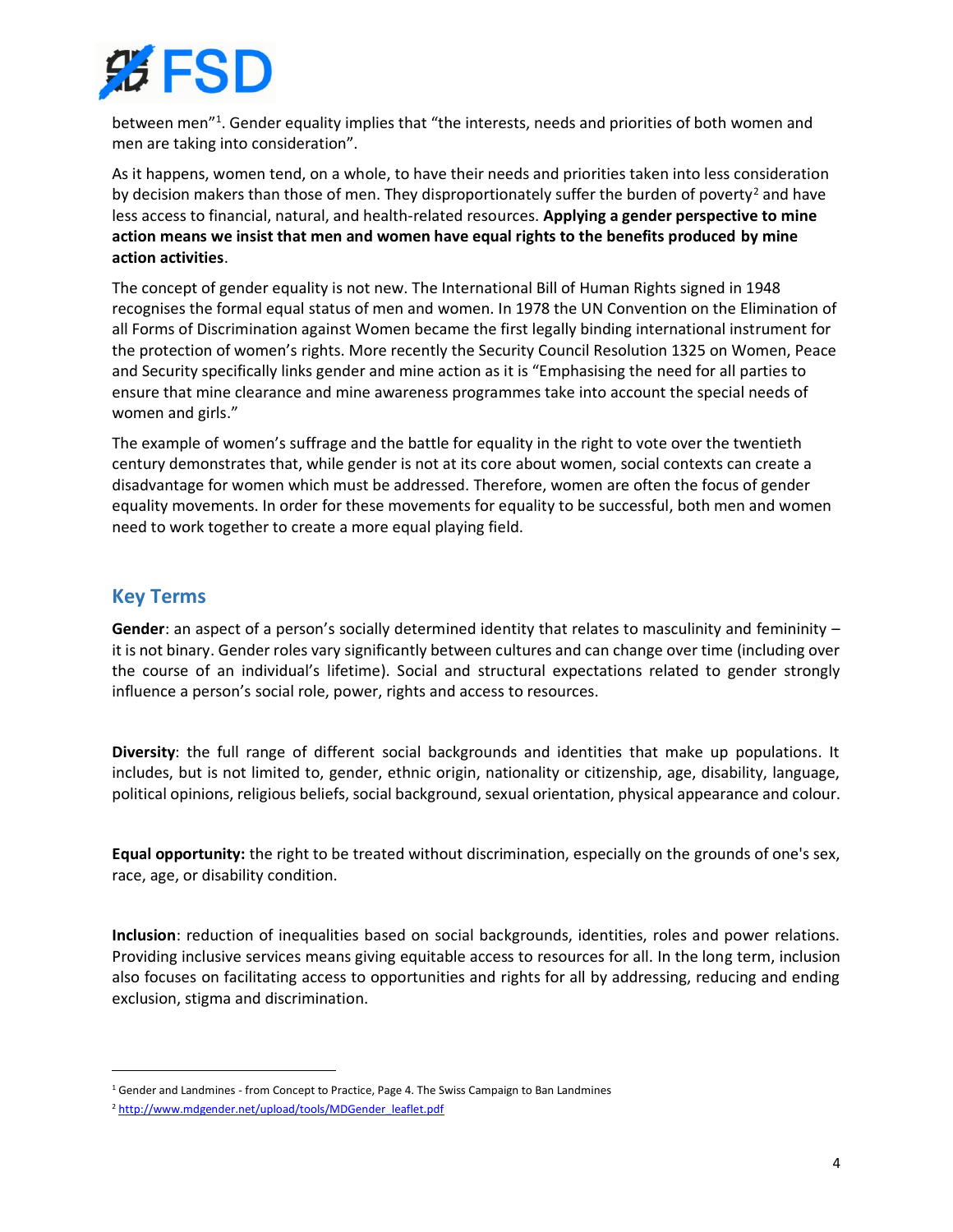between men"[1]. Gender equality implies that "the interests, needs and priorities of both women and men are taking into consideration".

As it happens, women tend, on a whole, to have their needs and priorities taken into less consideration by decision makers than those of men. They disproportionately suffer the burden of poverty[2] and have less access to financial, natural, and health-related resources. **Applying a gender perspective to mine action means we insist that men and women have equal rights to the benefits produced by mine action activities**.

The concept of gender equality is not new. The International Bill of Human Rights signed in 1948 recognises the formal equal status of men and women. In 1978 the UN Convention on the Elimination of all Forms of Discrimination against Women became the first legally binding international instrument for the protection of women's rights. More recently the Security Council Resolution 1325 on Women, Peace and Security specifically links gender and mine action as it is "Emphasising the need for all parties to ensure that mine clearance and mine awareness programmes take into account the special needs of women and girls."

The example of women's suffrage and the battle for equality in the right to vote over the twentieth century demonstrates that, while gender is not at its core about women, social contexts can create a disadvantage for women which must be addressed. Therefore, women are often the focus of gender equality movements. In order for these movements for equality to be successful, both men and women need to work together to create a more equal playing field.

## Key Terms

**Gender**: an aspect of a person's socially determined identity that relates to masculinity and femininity – it is not binary. Gender roles vary significantly between cultures and can change over time (including over the course of an individual's lifetime). Social and structural expectations related to gender strongly influence a person's social role, power, rights and access to resources.

**Diversity**: the full range of different social backgrounds and identities that make up populations. It includes, but is not limited to, gender, ethnic origin, nationality or citizenship, age, disability, language, political opinions, religious beliefs, social background, sexual orientation, physical appearance and colour.

**Equal opportunity:** the right to be treated without discrimination, especially on the grounds of one's sex, race, age, or disability condition.

**Inclusion**: reduction of inequalities based on social backgrounds, identities, roles and power relations. Providing inclusive services means giving equitable access to resources for all. In the long term, inclusion also focuses on facilitating access to opportunities and rights for all by addressing, reducing and ending exclusion, stigma and discrimination.

---

[1] Gender and Landmines - from Concept to Practice, Page 4. The Swiss Campaign to Ban Landmines

[2] http://www.mdgender.net/upload/tools/MDGender_leaflet.pdf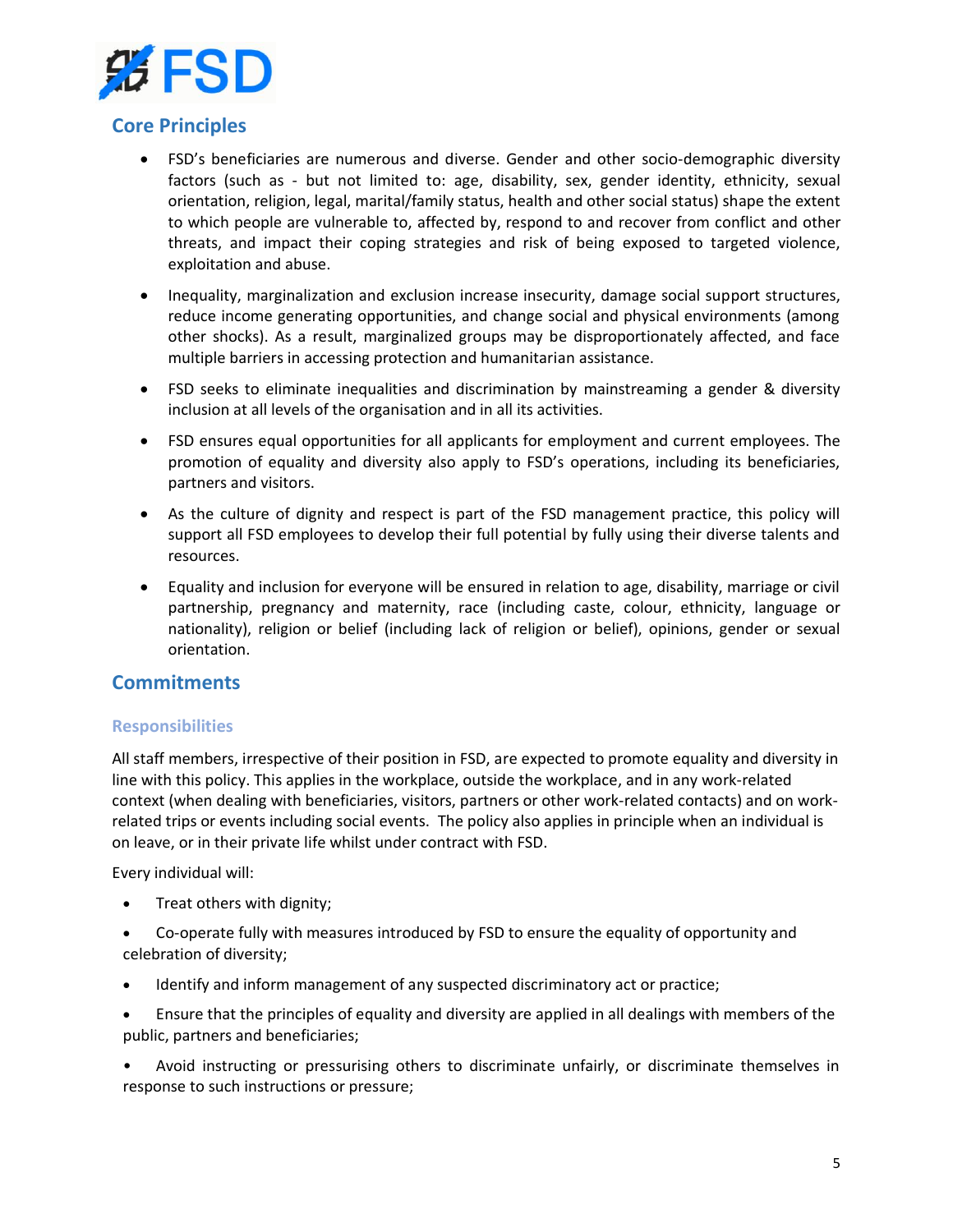## Core Principles

- FSD's beneficiaries are numerous and diverse. Gender and other socio-demographic diversity factors (such as - but not limited to: age, disability, sex, gender identity, ethnicity, sexual orientation, religion, legal, marital/family status, health and other social status) shape the extent to which people are vulnerable to, affected by, respond to and recover from conflict and other threats, and impact their coping strategies and risk of being exposed to targeted violence, exploitation and abuse.
- Inequality, marginalization and exclusion increase insecurity, damage social support structures, reduce income generating opportunities, and change social and physical environments (among other shocks). As a result, marginalized groups may be disproportionately affected, and face multiple barriers in accessing protection and humanitarian assistance.
- FSD seeks to eliminate inequalities and discrimination by mainstreaming a gender & diversity inclusion at all levels of the organisation and in all its activities.
- FSD ensures equal opportunities for all applicants for employment and current employees. The promotion of equality and diversity also apply to FSD's operations, including its beneficiaries, partners and visitors.
- As the culture of dignity and respect is part of the FSD management practice, this policy will support all FSD employees to develop their full potential by fully using their diverse talents and resources.
- Equality and inclusion for everyone will be ensured in relation to age, disability, marriage or civil partnership, pregnancy and maternity, race (including caste, colour, ethnicity, language or nationality), religion or belief (including lack of religion or belief), opinions, gender or sexual orientation.

## Commitments

### Responsibilities

All staff members, irrespective of their position in FSD, are expected to promote equality and diversity in line with this policy. This applies in the workplace, outside the workplace, and in any work-related context (when dealing with beneficiaries, visitors, partners or other work-related contacts) and on work-related trips or events including social events. The policy also applies in principle when an individual is on leave, or in their private life whilst under contract with FSD.

Every individual will:

- Treat others with dignity;
- Co-operate fully with measures introduced by FSD to ensure the equality of opportunity and celebration of diversity;
- Identify and inform management of any suspected discriminatory act or practice;
- Ensure that the principles of equality and diversity are applied in all dealings with members of the public, partners and beneficiaries;
- Avoid instructing or pressurising others to discriminate unfairly, or discriminate themselves in response to such instructions or pressure;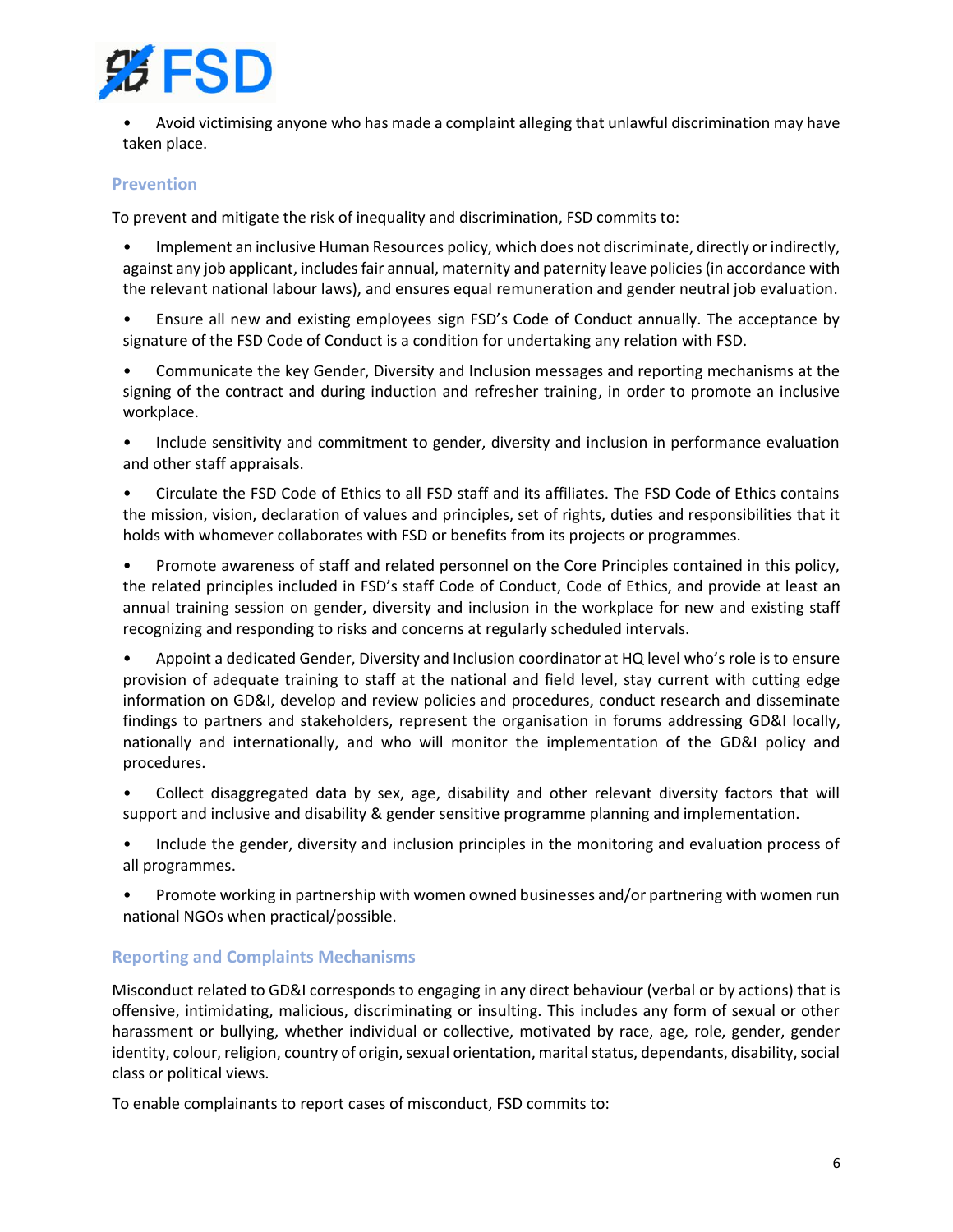- Avoid victimising anyone who has made a complaint alleging that unlawful discrimination may have taken place.

### Prevention

To prevent and mitigate the risk of inequality and discrimination, FSD commits to:

- Implement an inclusive Human Resources policy, which does not discriminate, directly or indirectly, against any job applicant, includes fair annual, maternity and paternity leave policies (in accordance with the relevant national labour laws), and ensures equal remuneration and gender neutral job evaluation.
- Ensure all new and existing employees sign FSD's Code of Conduct annually. The acceptance by signature of the FSD Code of Conduct is a condition for undertaking any relation with FSD.
- Communicate the key Gender, Diversity and Inclusion messages and reporting mechanisms at the signing of the contract and during induction and refresher training, in order to promote an inclusive workplace.
- Include sensitivity and commitment to gender, diversity and inclusion in performance evaluation and other staff appraisals.
- Circulate the FSD Code of Ethics to all FSD staff and its affiliates. The FSD Code of Ethics contains the mission, vision, declaration of values and principles, set of rights, duties and responsibilities that it holds with whomever collaborates with FSD or benefits from its projects or programmes.
- Promote awareness of staff and related personnel on the Core Principles contained in this policy, the related principles included in FSD's staff Code of Conduct, Code of Ethics, and provide at least an annual training session on gender, diversity and inclusion in the workplace for new and existing staff recognizing and responding to risks and concerns at regularly scheduled intervals.
- Appoint a dedicated Gender, Diversity and Inclusion coordinator at HQ level who's role is to ensure provision of adequate training to staff at the national and field level, stay current with cutting edge information on GD&I, develop and review policies and procedures, conduct research and disseminate findings to partners and stakeholders, represent the organisation in forums addressing GD&I locally, nationally and internationally, and who will monitor the implementation of the GD&I policy and procedures.
- Collect disaggregated data by sex, age, disability and other relevant diversity factors that will support and inclusive and disability & gender sensitive programme planning and implementation.
- Include the gender, diversity and inclusion principles in the monitoring and evaluation process of all programmes.
- Promote working in partnership with women owned businesses and/or partnering with women run national NGOs when practical/possible.

### Reporting and Complaints Mechanisms

Misconduct related to GD&I corresponds to engaging in any direct behaviour (verbal or by actions) that is offensive, intimidating, malicious, discriminating or insulting. This includes any form of sexual or other harassment or bullying, whether individual or collective, motivated by race, age, role, gender, gender identity, colour, religion, country of origin, sexual orientation, marital status, dependants, disability, social class or political views.

To enable complainants to report cases of misconduct, FSD commits to: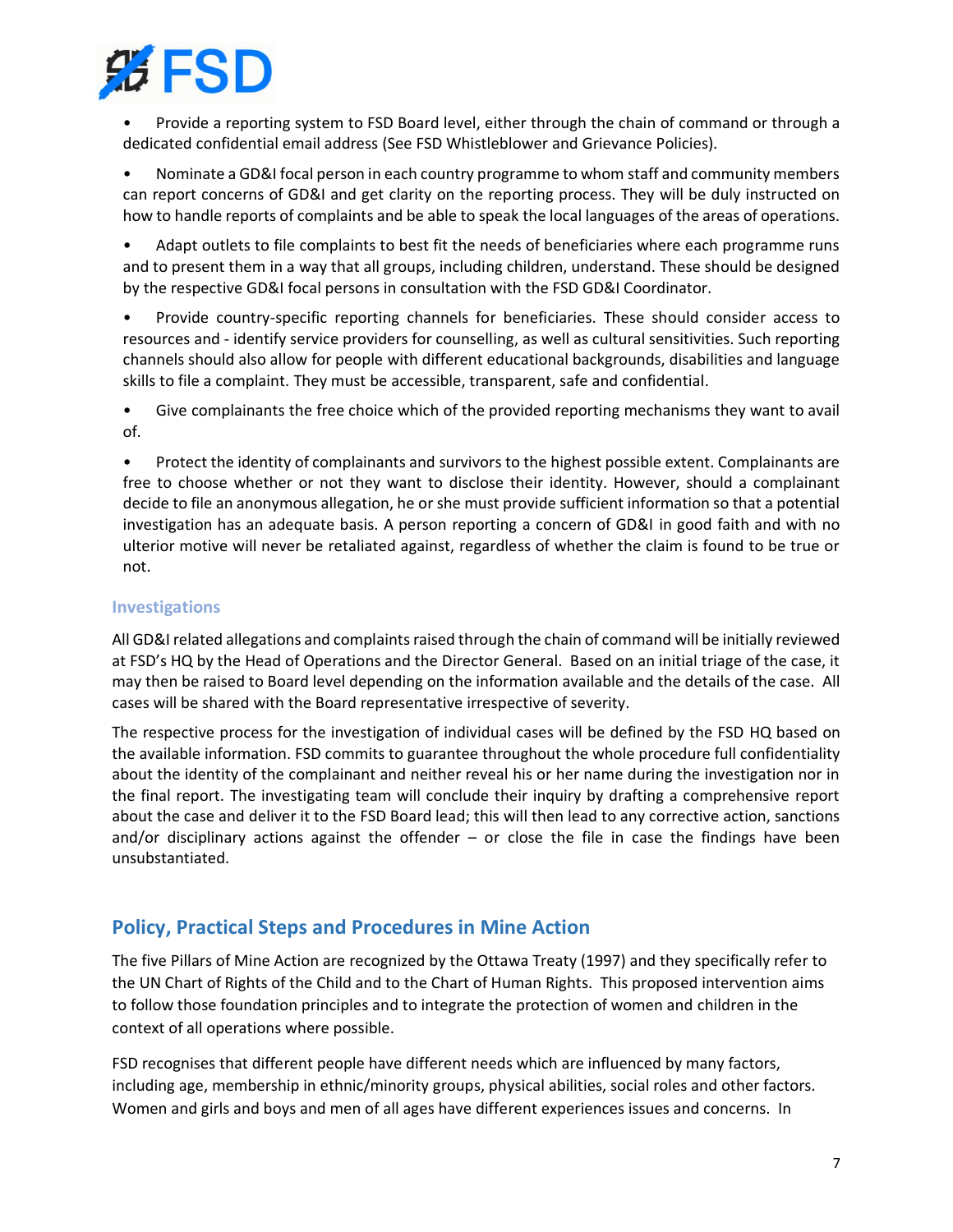- Provide a reporting system to FSD Board level, either through the chain of command or through a dedicated confidential email address (See FSD Whistleblower and Grievance Policies).
- Nominate a GD&I focal person in each country programme to whom staff and community members can report concerns of GD&I and get clarity on the reporting process. They will be duly instructed on how to handle reports of complaints and be able to speak the local languages of the areas of operations.
- Adapt outlets to file complaints to best fit the needs of beneficiaries where each programme runs and to present them in a way that all groups, including children, understand. These should be designed by the respective GD&I focal persons in consultation with the FSD GD&I Coordinator.
- Provide country-specific reporting channels for beneficiaries. These should consider access to resources and - identify service providers for counselling, as well as cultural sensitivities. Such reporting channels should also allow for people with different educational backgrounds, disabilities and language skills to file a complaint. They must be accessible, transparent, safe and confidential.
- Give complainants the free choice which of the provided reporting mechanisms they want to avail of.
- Protect the identity of complainants and survivors to the highest possible extent. Complainants are free to choose whether or not they want to disclose their identity. However, should a complainant decide to file an anonymous allegation, he or she must provide sufficient information so that a potential investigation has an adequate basis. A person reporting a concern of GD&I in good faith and with no ulterior motive will never be retaliated against, regardless of whether the claim is found to be true or not.

### Investigations

All GD&I related allegations and complaints raised through the chain of command will be initially reviewed at FSD's HQ by the Head of Operations and the Director General. Based on an initial triage of the case, it may then be raised to Board level depending on the information available and the details of the case. All cases will be shared with the Board representative irrespective of severity.

The respective process for the investigation of individual cases will be defined by the FSD HQ based on the available information. FSD commits to guarantee throughout the whole procedure full confidentiality about the identity of the complainant and neither reveal his or her name during the investigation nor in the final report. The investigating team will conclude their inquiry by drafting a comprehensive report about the case and deliver it to the FSD Board lead; this will then lead to any corrective action, sanctions and/or disciplinary actions against the offender – or close the file in case the findings have been unsubstantiated.

## Policy, Practical Steps and Procedures in Mine Action

The five Pillars of Mine Action are recognized by the Ottawa Treaty (1997) and they specifically refer to the UN Chart of Rights of the Child and to the Chart of Human Rights. This proposed intervention aims to follow those foundation principles and to integrate the protection of women and children in the context of all operations where possible.

FSD recognises that different people have different needs which are influenced by many factors, including age, membership in ethnic/minority groups, physical abilities, social roles and other factors. Women and girls and boys and men of all ages have different experiences issues and concerns. In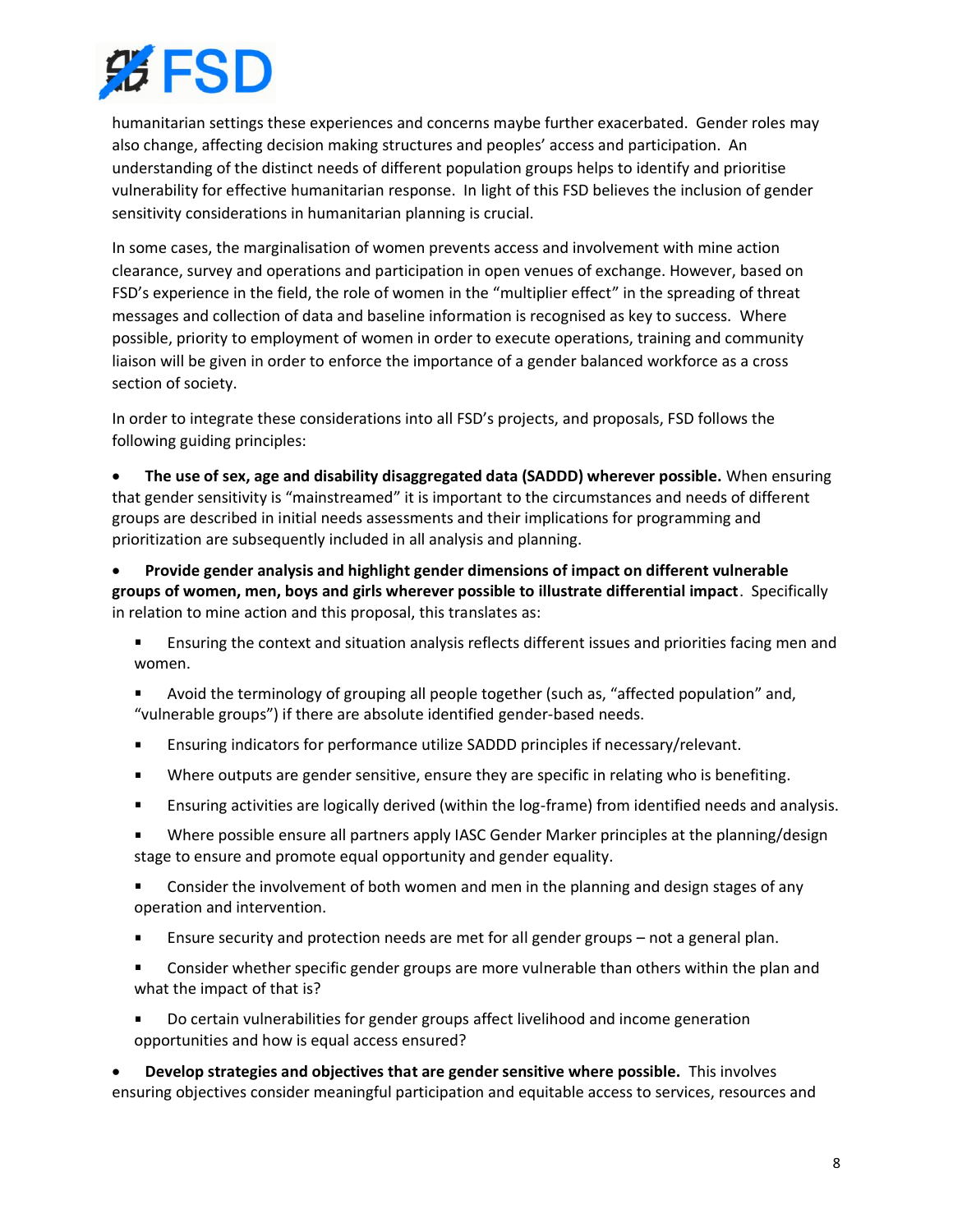humanitarian settings these experiences and concerns maybe further exacerbated. Gender roles may also change, affecting decision making structures and peoples' access and participation. An understanding of the distinct needs of different population groups helps to identify and prioritise vulnerability for effective humanitarian response. In light of this FSD believes the inclusion of gender sensitivity considerations in humanitarian planning is crucial.

In some cases, the marginalisation of women prevents access and involvement with mine action clearance, survey and operations and participation in open venues of exchange. However, based on FSD's experience in the field, the role of women in the "multiplier effect" in the spreading of threat messages and collection of data and baseline information is recognised as key to success. Where possible, priority to employment of women in order to execute operations, training and community liaison will be given in order to enforce the importance of a gender balanced workforce as a cross section of society.

In order to integrate these considerations into all FSD's projects, and proposals, FSD follows the following guiding principles:

- **The use of sex, age and disability disaggregated data (SADDD) wherever possible.** When ensuring that gender sensitivity is "mainstreamed" it is important to the circumstances and needs of different groups are described in initial needs assessments and their implications for programming and prioritization are subsequently included in all analysis and planning.

- **Provide gender analysis and highlight gender dimensions of impact on different vulnerable groups of women, men, boys and girls wherever possible to illustrate differential impact**. Specifically in relation to mine action and this proposal, this translates as:
  - Ensuring the context and situation analysis reflects different issues and priorities facing men and women.
  - Avoid the terminology of grouping all people together (such as, "affected population" and, "vulnerable groups") if there are absolute identified gender-based needs.
  - Ensuring indicators for performance utilize SADDD principles if necessary/relevant.
  - Where outputs are gender sensitive, ensure they are specific in relating who is benefiting.
  - Ensuring activities are logically derived (within the log-frame) from identified needs and analysis.
  - Where possible ensure all partners apply IASC Gender Marker principles at the planning/design stage to ensure and promote equal opportunity and gender equality.
  - Consider the involvement of both women and men in the planning and design stages of any operation and intervention.
  - Ensure security and protection needs are met for all gender groups – not a general plan.
  - Consider whether specific gender groups are more vulnerable than others within the plan and what the impact of that is?
  - Do certain vulnerabilities for gender groups affect livelihood and income generation opportunities and how is equal access ensured?

- **Develop strategies and objectives that are gender sensitive where possible.** This involves ensuring objectives consider meaningful participation and equitable access to services, resources and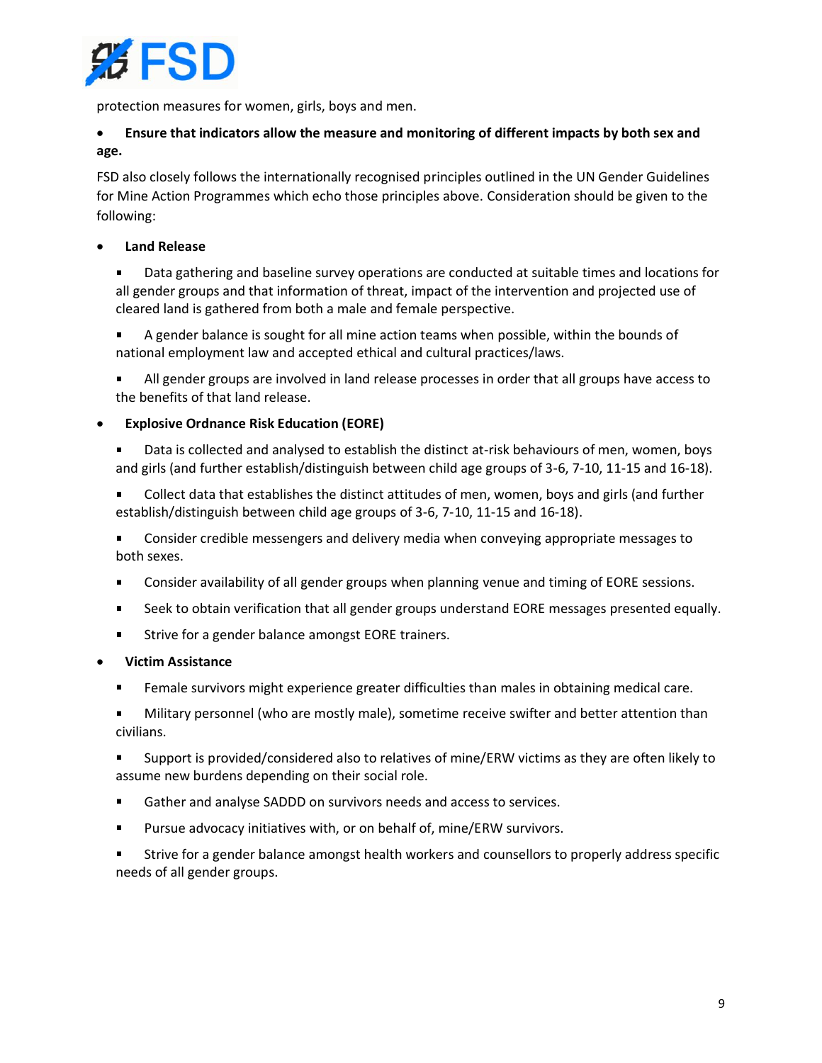protection measures for women, girls, boys and men.

- **Ensure that indicators allow the measure and monitoring of different impacts by both sex and age.**

FSD also closely follows the internationally recognised principles outlined in the UN Gender Guidelines for Mine Action Programmes which echo those principles above. Consideration should be given to the following:

- **Land Release**
  - Data gathering and baseline survey operations are conducted at suitable times and locations for all gender groups and that information of threat, impact of the intervention and projected use of cleared land is gathered from both a male and female perspective.
  - A gender balance is sought for all mine action teams when possible, within the bounds of national employment law and accepted ethical and cultural practices/laws.
  - All gender groups are involved in land release processes in order that all groups have access to the benefits of that land release.
- **Explosive Ordnance Risk Education (EORE)**
  - Data is collected and analysed to establish the distinct at-risk behaviours of men, women, boys and girls (and further establish/distinguish between child age groups of 3-6, 7-10, 11-15 and 16-18).
  - Collect data that establishes the distinct attitudes of men, women, boys and girls (and further establish/distinguish between child age groups of 3-6, 7-10, 11-15 and 16-18).
  - Consider credible messengers and delivery media when conveying appropriate messages to both sexes.
  - Consider availability of all gender groups when planning venue and timing of EORE sessions.
  - Seek to obtain verification that all gender groups understand EORE messages presented equally.
  - Strive for a gender balance amongst EORE trainers.
- **Victim Assistance**
  - Female survivors might experience greater difficulties than males in obtaining medical care.
  - Military personnel (who are mostly male), sometime receive swifter and better attention than civilians.
  - Support is provided/considered also to relatives of mine/ERW victims as they are often likely to assume new burdens depending on their social role.
  - Gather and analyse SADDD on survivors needs and access to services.
  - Pursue advocacy initiatives with, or on behalf of, mine/ERW survivors.
  - Strive for a gender balance amongst health workers and counsellors to properly address specific needs of all gender groups.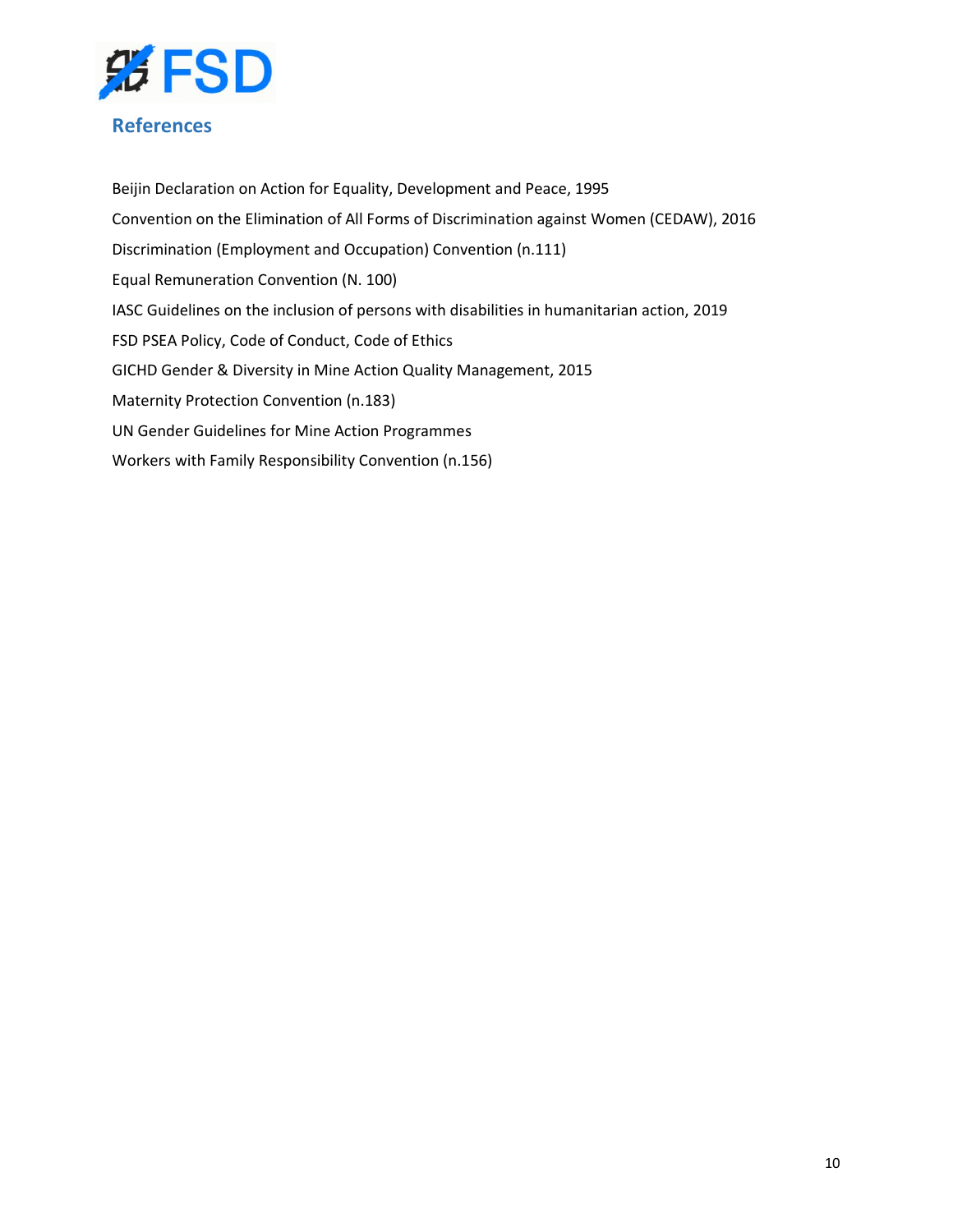## References

Beijin Declaration on Action for Equality, Development and Peace, 1995

Convention on the Elimination of All Forms of Discrimination against Women (CEDAW), 2016

Discrimination (Employment and Occupation) Convention (n.111)

Equal Remuneration Convention (N. 100)

IASC Guidelines on the inclusion of persons with disabilities in humanitarian action, 2019

FSD PSEA Policy, Code of Conduct, Code of Ethics

GICHD Gender & Diversity in Mine Action Quality Management, 2015

Maternity Protection Convention (n.183)

UN Gender Guidelines for Mine Action Programmes

Workers with Family Responsibility Convention (n.156)